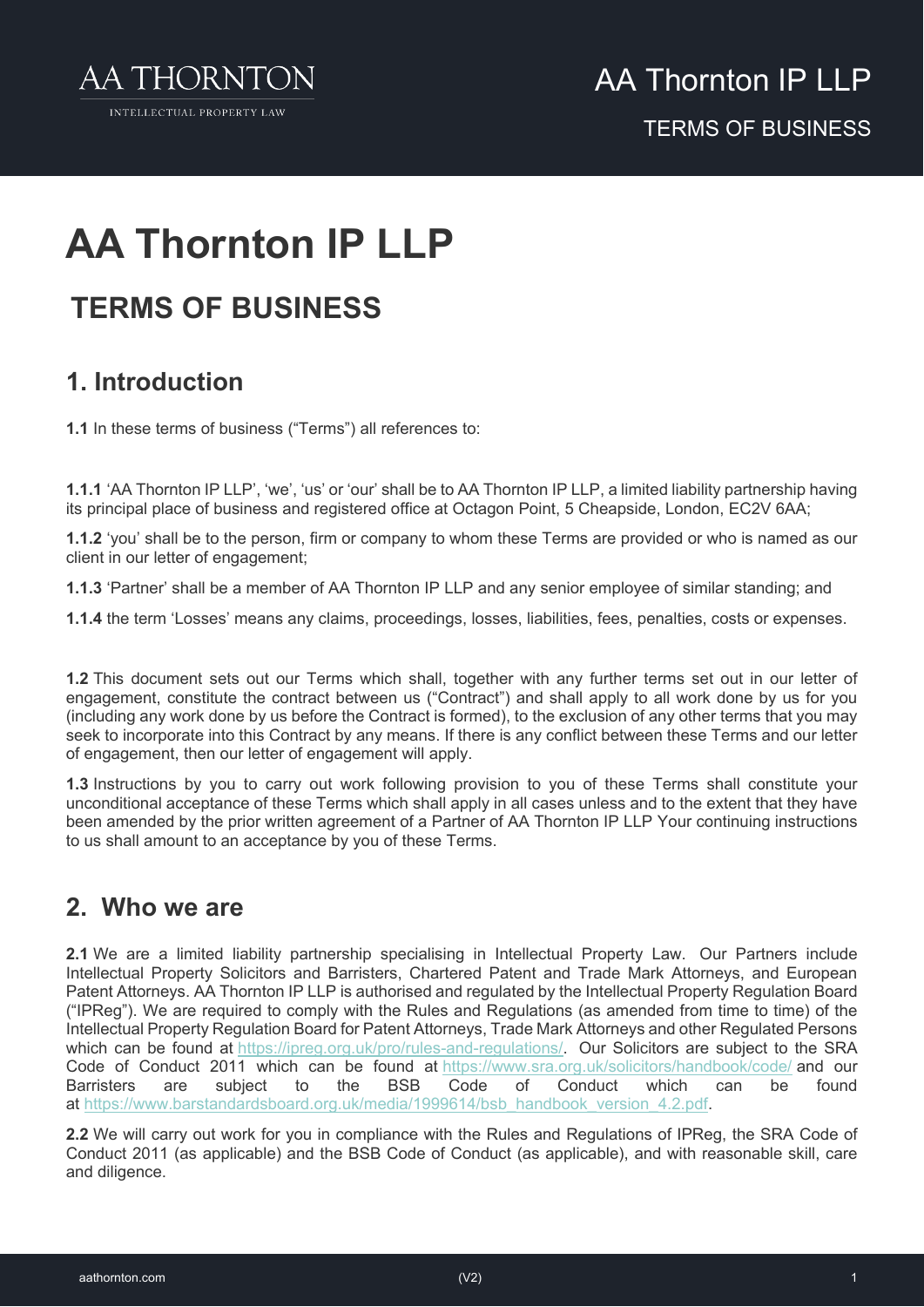# AA Thornton IP LLP

## TERMS OF BUSINESS

## 1. Introduction

**1.1** In these terms of business ("Terms") all references to:

**1.1.1** 'AA Thornton IP LLP', 'we', 'us' or 'our' shall be to AA Thornton IP LLP, a limited liability partnership having its principal place of business and registered office at Octagon Point, 5 Cheapside, London, EC2V 6AA;

**1.1.2** 'you' shall be to the person, firm or company to whom these Terms are provided or who is named as our client in our letter of engagement;

**1.1.3** 'Partner' shall be a member of AA Thornton IP LLP and any senior employee of similar standing; and

**1.1.4** the term 'Losses' means any claims, proceedings, losses, liabilities, fees, penalties, costs or expenses.

**1.2** This document sets out our Terms which shall, together with any further terms set out in our letter of engagement, constitute the contract between us ("Contract") and shall apply to all work done by us for you (including any work done by us before the Contract is formed), to the exclusion of any other terms that you may seek to incorporate into this Contract by any means. If there is any conflict between these Terms and our letter of engagement, then our letter of engagement will apply.

**1.3** Instructions by you to carry out work following provision to you of these Terms shall constitute your unconditional acceptance of these Terms which shall apply in all cases unless and to the extent that they have been amended by the prior written agreement of a Partner of AA Thornton IP LLP Your continuing instructions to us shall amount to an acceptance by you of these Terms.

## 2. Who we are

**2.1** We are a limited liability partnership specialising in Intellectual Property Law. Our Partners include Intellectual Property Solicitors and Barristers, Chartered Patent and Trade Mark Attorneys, and European Patent Attorneys. AA Thornton IP LLP is authorised and regulated by the Intellectual Property Regulation Board ("IPReg"). We are required to comply with the Rules and Regulations (as amended from time to time) of the Intellectual Property Regulation Board for Patent Attorneys, Trade Mark Attorneys and other Regulated Persons which can be found at https://ipreg.org.uk/pro/rules-and-regulations/. Our Solicitors are subject to the SRA Code of Conduct 2011 which can be found at https://www.sra.org.uk/solicitors/handbook/code/ and our Barristers are subject to the BSB Code of Conduct which can be found at https://www.barstandardsboard.org.uk/media/1999614/bsb_handbook_version_4.2.pdf.

**2.2** We will carry out work for you in compliance with the Rules and Regulations of IPReg, the SRA Code of Conduct 2011 (as applicable) and the BSB Code of Conduct (as applicable), and with reasonable skill, care and diligence.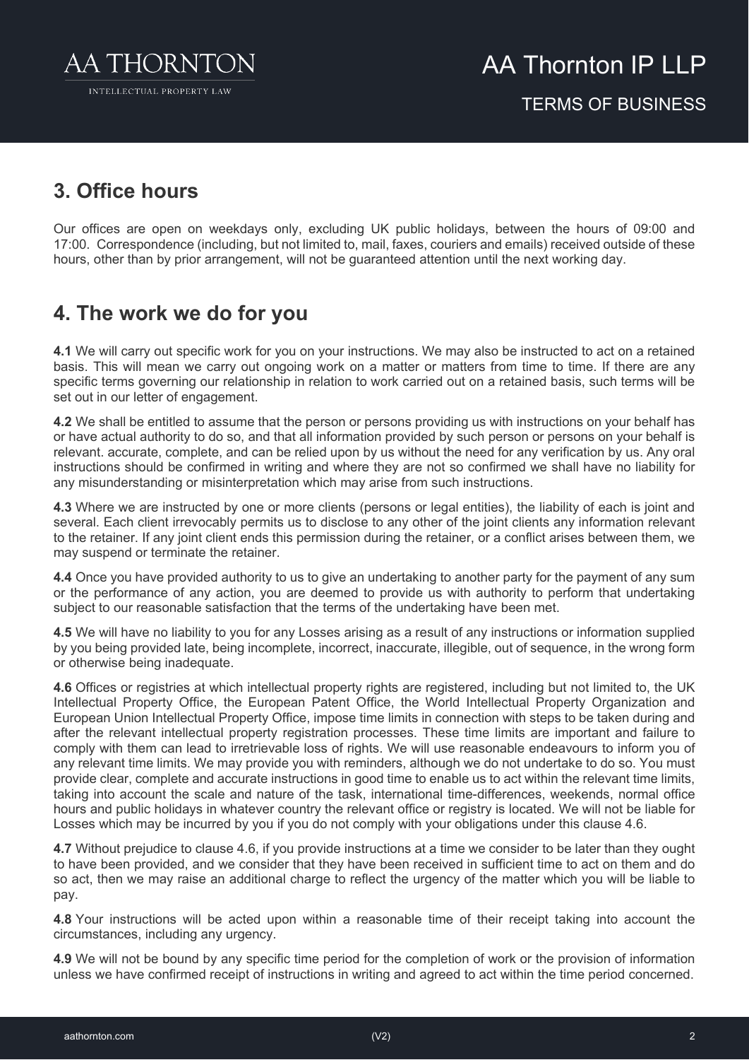## 3. Office hours

Our offices are open on weekdays only, excluding UK public holidays, between the hours of 09:00 and 17:00. Correspondence (including, but not limited to, mail, faxes, couriers and emails) received outside of these hours, other than by prior arrangement, will not be guaranteed attention until the next working day.

## 4. The work we do for you

**4.1** We will carry out specific work for you on your instructions. We may also be instructed to act on a retained basis. This will mean we carry out ongoing work on a matter or matters from time to time. If there are any specific terms governing our relationship in relation to work carried out on a retained basis, such terms will be set out in our letter of engagement.

**4.2** We shall be entitled to assume that the person or persons providing us with instructions on your behalf has or have actual authority to do so, and that all information provided by such person or persons on your behalf is relevant. accurate, complete, and can be relied upon by us without the need for any verification by us. Any oral instructions should be confirmed in writing and where they are not so confirmed we shall have no liability for any misunderstanding or misinterpretation which may arise from such instructions.

**4.3** Where we are instructed by one or more clients (persons or legal entities), the liability of each is joint and several. Each client irrevocably permits us to disclose to any other of the joint clients any information relevant to the retainer. If any joint client ends this permission during the retainer, or a conflict arises between them, we may suspend or terminate the retainer.

**4.4** Once you have provided authority to us to give an undertaking to another party for the payment of any sum or the performance of any action, you are deemed to provide us with authority to perform that undertaking subject to our reasonable satisfaction that the terms of the undertaking have been met.

**4.5** We will have no liability to you for any Losses arising as a result of any instructions or information supplied by you being provided late, being incomplete, incorrect, inaccurate, illegible, out of sequence, in the wrong form or otherwise being inadequate.

**4.6** Offices or registries at which intellectual property rights are registered, including but not limited to, the UK Intellectual Property Office, the European Patent Office, the World Intellectual Property Organization and European Union Intellectual Property Office, impose time limits in connection with steps to be taken during and after the relevant intellectual property registration processes. These time limits are important and failure to comply with them can lead to irretrievable loss of rights. We will use reasonable endeavours to inform you of any relevant time limits. We may provide you with reminders, although we do not undertake to do so. You must provide clear, complete and accurate instructions in good time to enable us to act within the relevant time limits, taking into account the scale and nature of the task, international time-differences, weekends, normal office hours and public holidays in whatever country the relevant office or registry is located. We will not be liable for Losses which may be incurred by you if you do not comply with your obligations under this clause 4.6.

**4.7** Without prejudice to clause 4.6, if you provide instructions at a time we consider to be later than they ought to have been provided, and we consider that they have been received in sufficient time to act on them and do so act, then we may raise an additional charge to reflect the urgency of the matter which you will be liable to pay.

**4.8** Your instructions will be acted upon within a reasonable time of their receipt taking into account the circumstances, including any urgency.

**4.9** We will not be bound by any specific time period for the completion of work or the provision of information unless we have confirmed receipt of instructions in writing and agreed to act within the time period concerned.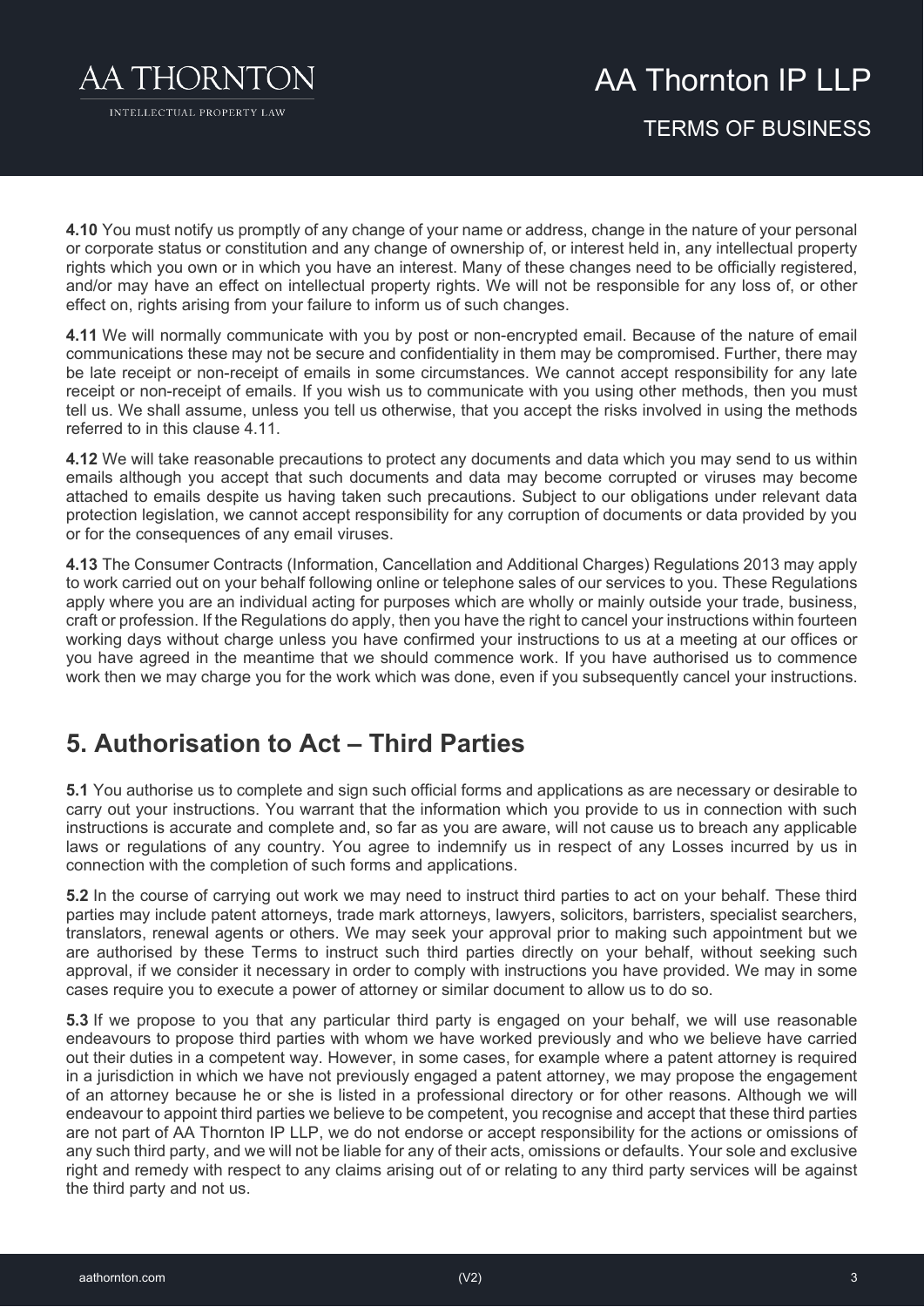**4.10** You must notify us promptly of any change of your name or address, change in the nature of your personal or corporate status or constitution and any change of ownership of, or interest held in, any intellectual property rights which you own or in which you have an interest. Many of these changes need to be officially registered, and/or may have an effect on intellectual property rights. We will not be responsible for any loss of, or other effect on, rights arising from your failure to inform us of such changes.

**4.11** We will normally communicate with you by post or non-encrypted email. Because of the nature of email communications these may not be secure and confidentiality in them may be compromised. Further, there may be late receipt or non-receipt of emails in some circumstances. We cannot accept responsibility for any late receipt or non-receipt of emails. If you wish us to communicate with you using other methods, then you must tell us. We shall assume, unless you tell us otherwise, that you accept the risks involved in using the methods referred to in this clause 4.11.

**4.12** We will take reasonable precautions to protect any documents and data which you may send to us within emails although you accept that such documents and data may become corrupted or viruses may become attached to emails despite us having taken such precautions. Subject to our obligations under relevant data protection legislation, we cannot accept responsibility for any corruption of documents or data provided by you or for the consequences of any email viruses.

**4.13** The Consumer Contracts (Information, Cancellation and Additional Charges) Regulations 2013 may apply to work carried out on your behalf following online or telephone sales of our services to you. These Regulations apply where you are an individual acting for purposes which are wholly or mainly outside your trade, business, craft or profession. If the Regulations do apply, then you have the right to cancel your instructions within fourteen working days without charge unless you have confirmed your instructions to us at a meeting at our offices or you have agreed in the meantime that we should commence work. If you have authorised us to commence work then we may charge you for the work which was done, even if you subsequently cancel your instructions.

## 5. Authorisation to Act – Third Parties

**5.1** You authorise us to complete and sign such official forms and applications as are necessary or desirable to carry out your instructions. You warrant that the information which you provide to us in connection with such instructions is accurate and complete and, so far as you are aware, will not cause us to breach any applicable laws or regulations of any country. You agree to indemnify us in respect of any Losses incurred by us in connection with the completion of such forms and applications.

**5.2** In the course of carrying out work we may need to instruct third parties to act on your behalf. These third parties may include patent attorneys, trade mark attorneys, lawyers, solicitors, barristers, specialist searchers, translators, renewal agents or others. We may seek your approval prior to making such appointment but we are authorised by these Terms to instruct such third parties directly on your behalf, without seeking such approval, if we consider it necessary in order to comply with instructions you have provided. We may in some cases require you to execute a power of attorney or similar document to allow us to do so.

**5.3** If we propose to you that any particular third party is engaged on your behalf, we will use reasonable endeavours to propose third parties with whom we have worked previously and who we believe have carried out their duties in a competent way. However, in some cases, for example where a patent attorney is required in a jurisdiction in which we have not previously engaged a patent attorney, we may propose the engagement of an attorney because he or she is listed in a professional directory or for other reasons. Although we will endeavour to appoint third parties we believe to be competent, you recognise and accept that these third parties are not part of AA Thornton IP LLP, we do not endorse or accept responsibility for the actions or omissions of any such third party, and we will not be liable for any of their acts, omissions or defaults. Your sole and exclusive right and remedy with respect to any claims arising out of or relating to any third party services will be against the third party and not us.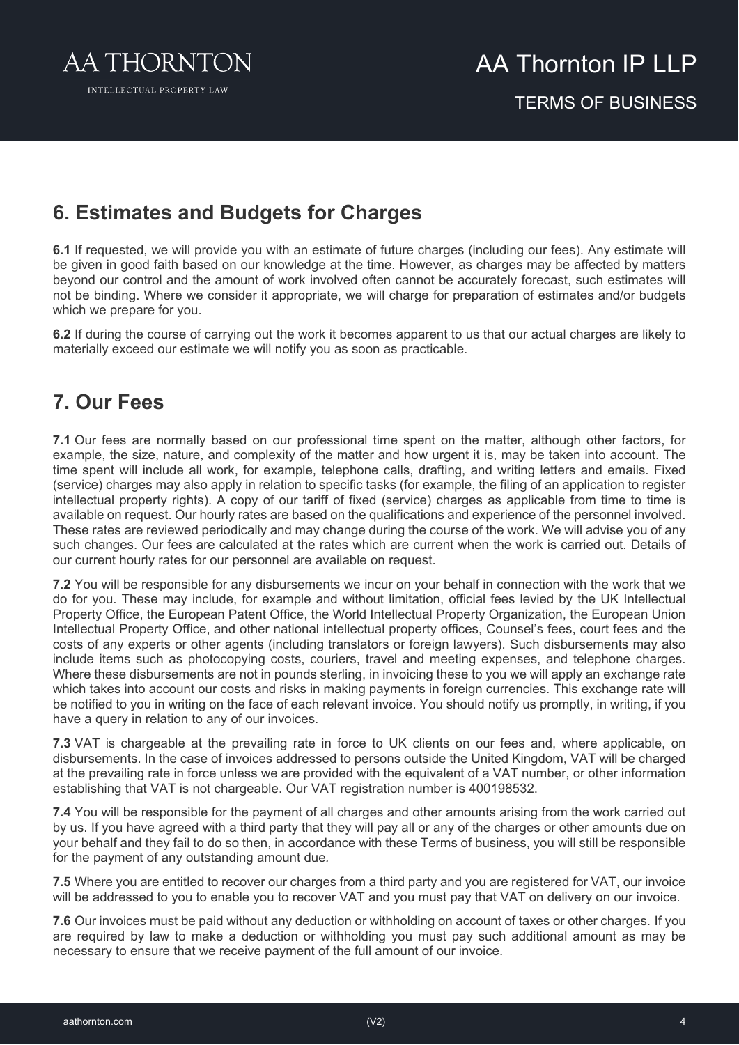## 6. Estimates and Budgets for Charges

**6.1** If requested, we will provide you with an estimate of future charges (including our fees). Any estimate will be given in good faith based on our knowledge at the time. However, as charges may be affected by matters beyond our control and the amount of work involved often cannot be accurately forecast, such estimates will not be binding. Where we consider it appropriate, we will charge for preparation of estimates and/or budgets which we prepare for you.

**6.2** If during the course of carrying out the work it becomes apparent to us that our actual charges are likely to materially exceed our estimate we will notify you as soon as practicable.

## 7. Our Fees

**7.1** Our fees are normally based on our professional time spent on the matter, although other factors, for example, the size, nature, and complexity of the matter and how urgent it is, may be taken into account. The time spent will include all work, for example, telephone calls, drafting, and writing letters and emails. Fixed (service) charges may also apply in relation to specific tasks (for example, the filing of an application to register intellectual property rights). A copy of our tariff of fixed (service) charges as applicable from time to time is available on request. Our hourly rates are based on the qualifications and experience of the personnel involved. These rates are reviewed periodically and may change during the course of the work. We will advise you of any such changes. Our fees are calculated at the rates which are current when the work is carried out. Details of our current hourly rates for our personnel are available on request.

**7.2** You will be responsible for any disbursements we incur on your behalf in connection with the work that we do for you. These may include, for example and without limitation, official fees levied by the UK Intellectual Property Office, the European Patent Office, the World Intellectual Property Organization, the European Union Intellectual Property Office, and other national intellectual property offices, Counsel's fees, court fees and the costs of any experts or other agents (including translators or foreign lawyers). Such disbursements may also include items such as photocopying costs, couriers, travel and meeting expenses, and telephone charges. Where these disbursements are not in pounds sterling, in invoicing these to you we will apply an exchange rate which takes into account our costs and risks in making payments in foreign currencies. This exchange rate will be notified to you in writing on the face of each relevant invoice. You should notify us promptly, in writing, if you have a query in relation to any of our invoices.

**7.3** VAT is chargeable at the prevailing rate in force to UK clients on our fees and, where applicable, on disbursements. In the case of invoices addressed to persons outside the United Kingdom, VAT will be charged at the prevailing rate in force unless we are provided with the equivalent of a VAT number, or other information establishing that VAT is not chargeable. Our VAT registration number is 400198532.

**7.4** You will be responsible for the payment of all charges and other amounts arising from the work carried out by us. If you have agreed with a third party that they will pay all or any of the charges or other amounts due on your behalf and they fail to do so then, in accordance with these Terms of business, you will still be responsible for the payment of any outstanding amount due.

**7.5** Where you are entitled to recover our charges from a third party and you are registered for VAT, our invoice will be addressed to you to enable you to recover VAT and you must pay that VAT on delivery on our invoice.

**7.6** Our invoices must be paid without any deduction or withholding on account of taxes or other charges. If you are required by law to make a deduction or withholding you must pay such additional amount as may be necessary to ensure that we receive payment of the full amount of our invoice.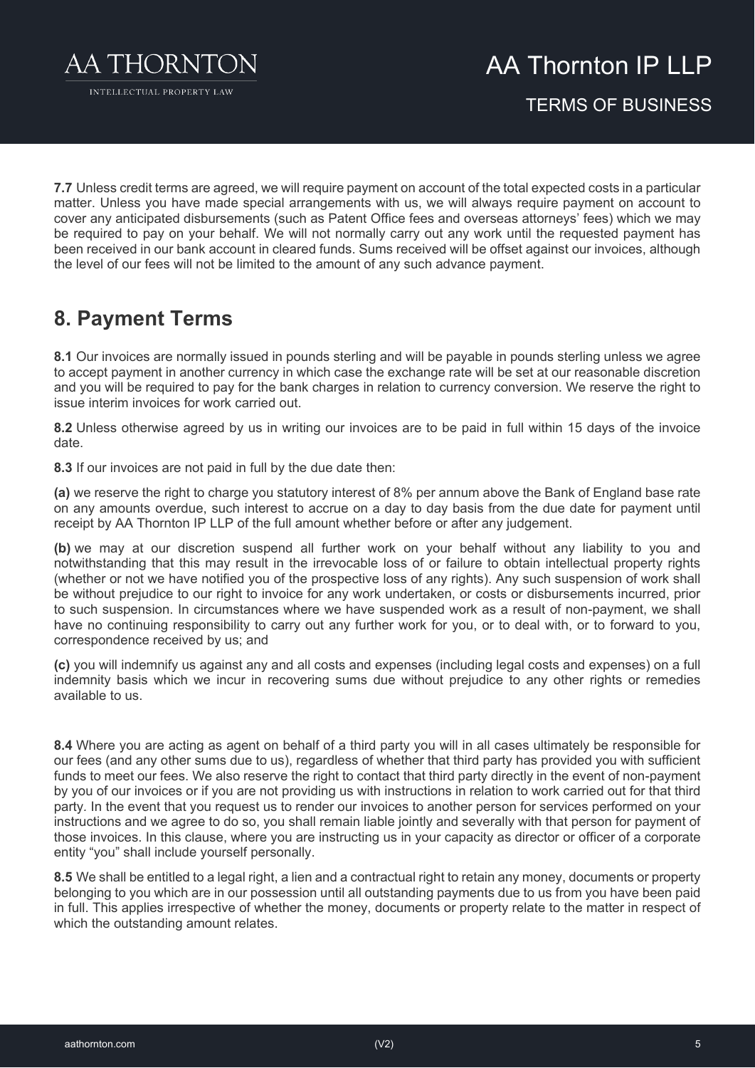**7.7** Unless credit terms are agreed, we will require payment on account of the total expected costs in a particular matter. Unless you have made special arrangements with us, we will always require payment on account to cover any anticipated disbursements (such as Patent Office fees and overseas attorneys' fees) which we may be required to pay on your behalf. We will not normally carry out any work until the requested payment has been received in our bank account in cleared funds. Sums received will be offset against our invoices, although the level of our fees will not be limited to the amount of any such advance payment.

## 8. Payment Terms

**8.1** Our invoices are normally issued in pounds sterling and will be payable in pounds sterling unless we agree to accept payment in another currency in which case the exchange rate will be set at our reasonable discretion and you will be required to pay for the bank charges in relation to currency conversion. We reserve the right to issue interim invoices for work carried out.

**8.2** Unless otherwise agreed by us in writing our invoices are to be paid in full within 15 days of the invoice date.

**8.3** If our invoices are not paid in full by the due date then:

**(a)** we reserve the right to charge you statutory interest of 8% per annum above the Bank of England base rate on any amounts overdue, such interest to accrue on a day to day basis from the due date for payment until receipt by AA Thornton IP LLP of the full amount whether before or after any judgement.

**(b)** we may at our discretion suspend all further work on your behalf without any liability to you and notwithstanding that this may result in the irrevocable loss of or failure to obtain intellectual property rights (whether or not we have notified you of the prospective loss of any rights). Any such suspension of work shall be without prejudice to our right to invoice for any work undertaken, or costs or disbursements incurred, prior to such suspension. In circumstances where we have suspended work as a result of non-payment, we shall have no continuing responsibility to carry out any further work for you, or to deal with, or to forward to you, correspondence received by us; and

**(c)** you will indemnify us against any and all costs and expenses (including legal costs and expenses) on a full indemnity basis which we incur in recovering sums due without prejudice to any other rights or remedies available to us.

**8.4** Where you are acting as agent on behalf of a third party you will in all cases ultimately be responsible for our fees (and any other sums due to us), regardless of whether that third party has provided you with sufficient funds to meet our fees. We also reserve the right to contact that third party directly in the event of non-payment by you of our invoices or if you are not providing us with instructions in relation to work carried out for that third party. In the event that you request us to render our invoices to another person for services performed on your instructions and we agree to do so, you shall remain liable jointly and severally with that person for payment of those invoices. In this clause, where you are instructing us in your capacity as director or officer of a corporate entity "you" shall include yourself personally.

**8.5** We shall be entitled to a legal right, a lien and a contractual right to retain any money, documents or property belonging to you which are in our possession until all outstanding payments due to us from you have been paid in full. This applies irrespective of whether the money, documents or property relate to the matter in respect of which the outstanding amount relates.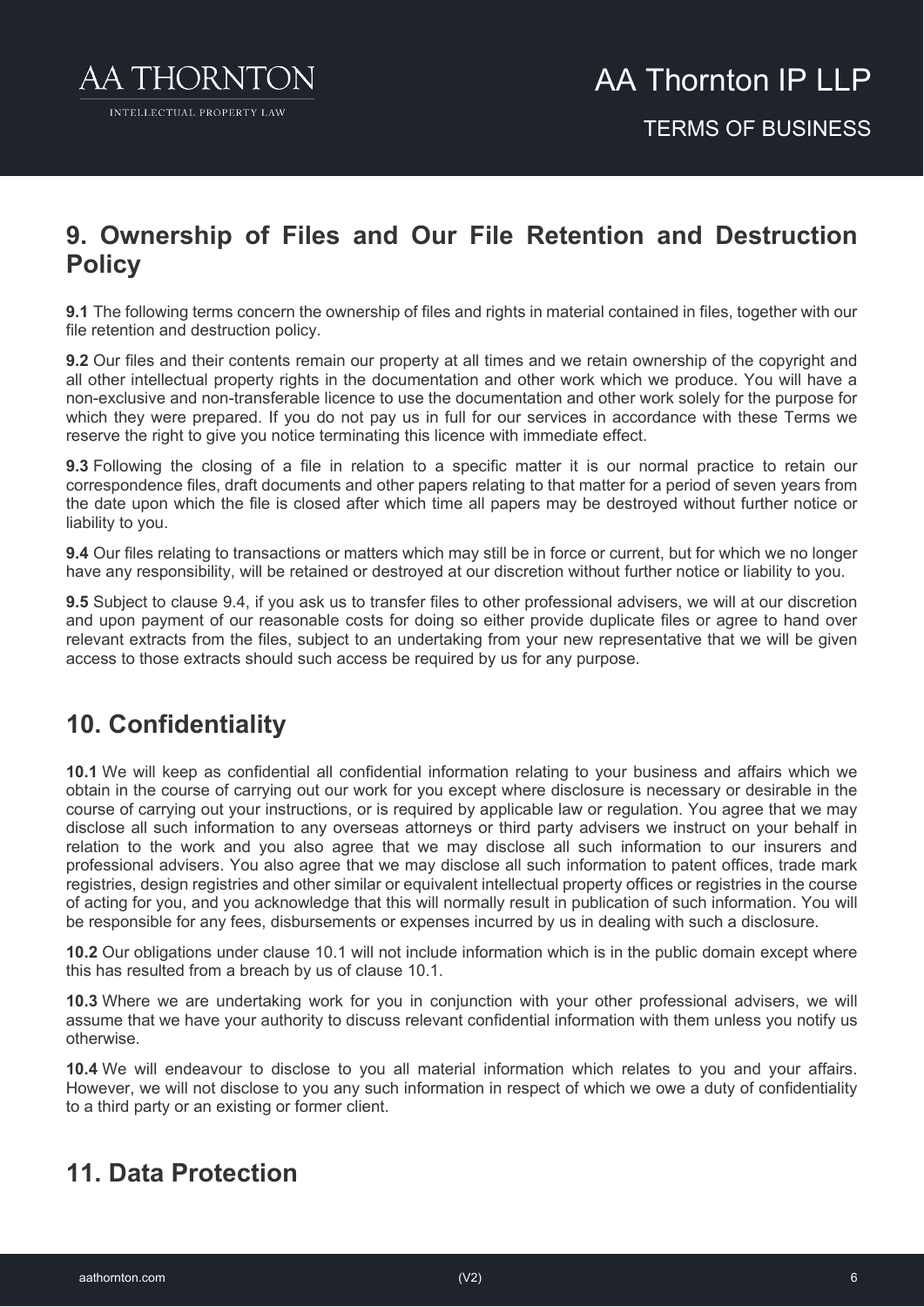## 9. Ownership of Files and Our File Retention and Destruction Policy

**9.1** The following terms concern the ownership of files and rights in material contained in files, together with our file retention and destruction policy.

**9.2** Our files and their contents remain our property at all times and we retain ownership of the copyright and all other intellectual property rights in the documentation and other work which we produce. You will have a non-exclusive and non-transferable licence to use the documentation and other work solely for the purpose for which they were prepared. If you do not pay us in full for our services in accordance with these Terms we reserve the right to give you notice terminating this licence with immediate effect.

**9.3** Following the closing of a file in relation to a specific matter it is our normal practice to retain our correspondence files, draft documents and other papers relating to that matter for a period of seven years from the date upon which the file is closed after which time all papers may be destroyed without further notice or liability to you.

**9.4** Our files relating to transactions or matters which may still be in force or current, but for which we no longer have any responsibility, will be retained or destroyed at our discretion without further notice or liability to you.

**9.5** Subject to clause 9.4, if you ask us to transfer files to other professional advisers, we will at our discretion and upon payment of our reasonable costs for doing so either provide duplicate files or agree to hand over relevant extracts from the files, subject to an undertaking from your new representative that we will be given access to those extracts should such access be required by us for any purpose.

## 10. Confidentiality

**10.1** We will keep as confidential all confidential information relating to your business and affairs which we obtain in the course of carrying out our work for you except where disclosure is necessary or desirable in the course of carrying out your instructions, or is required by applicable law or regulation. You agree that we may disclose all such information to any overseas attorneys or third party advisers we instruct on your behalf in relation to the work and you also agree that we may disclose all such information to our insurers and professional advisers. You also agree that we may disclose all such information to patent offices, trade mark registries, design registries and other similar or equivalent intellectual property offices or registries in the course of acting for you, and you acknowledge that this will normally result in publication of such information. You will be responsible for any fees, disbursements or expenses incurred by us in dealing with such a disclosure.

**10.2** Our obligations under clause 10.1 will not include information which is in the public domain except where this has resulted from a breach by us of clause 10.1.

**10.3** Where we are undertaking work for you in conjunction with your other professional advisers, we will assume that we have your authority to discuss relevant confidential information with them unless you notify us otherwise.

**10.4** We will endeavour to disclose to you all material information which relates to you and your affairs. However, we will not disclose to you any such information in respect of which we owe a duty of confidentiality to a third party or an existing or former client.

## 11. Data Protection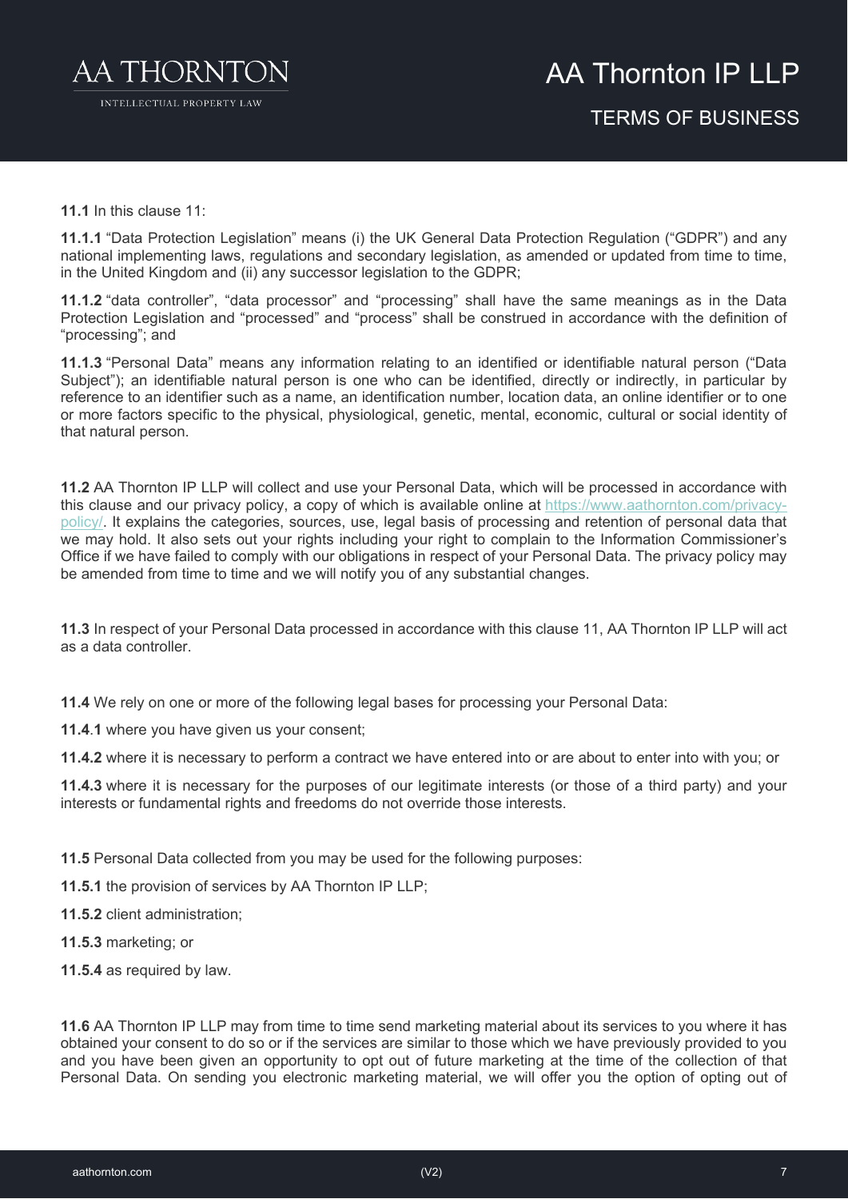**11.1** In this clause 11:

**11.1.1** "Data Protection Legislation" means (i) the UK General Data Protection Regulation ("GDPR") and any national implementing laws, regulations and secondary legislation, as amended or updated from time to time, in the United Kingdom and (ii) any successor legislation to the GDPR;

**11.1.2** "data controller", "data processor" and "processing" shall have the same meanings as in the Data Protection Legislation and "processed" and "process" shall be construed in accordance with the definition of "processing"; and

**11.1.3** "Personal Data" means any information relating to an identified or identifiable natural person ("Data Subject"); an identifiable natural person is one who can be identified, directly or indirectly, in particular by reference to an identifier such as a name, an identification number, location data, an online identifier or to one or more factors specific to the physical, physiological, genetic, mental, economic, cultural or social identity of that natural person.

**11.2** AA Thornton IP LLP will collect and use your Personal Data, which will be processed in accordance with this clause and our privacy policy, a copy of which is available online at [https://www.aathornton.com/privacy-policy/](https://www.aathornton.com/privacy-policy/). It explains the categories, sources, use, legal basis of processing and retention of personal data that we may hold. It also sets out your rights including your right to complain to the Information Commissioner's Office if we have failed to comply with our obligations in respect of your Personal Data. The privacy policy may be amended from time to time and we will notify you of any substantial changes.

**11.3** In respect of your Personal Data processed in accordance with this clause 11, AA Thornton IP LLP will act as a data controller.

**11.4** We rely on one or more of the following legal bases for processing your Personal Data:

**11.4.1** where you have given us your consent;

**11.4.2** where it is necessary to perform a contract we have entered into or are about to enter into with you; or

**11.4.3** where it is necessary for the purposes of our legitimate interests (or those of a third party) and your interests or fundamental rights and freedoms do not override those interests.

**11.5** Personal Data collected from you may be used for the following purposes:

**11.5.1** the provision of services by AA Thornton IP LLP;

**11.5.2** client administration;

**11.5.3** marketing; or

**11.5.4** as required by law.

**11.6** AA Thornton IP LLP may from time to time send marketing material about its services to you where it has obtained your consent to do so or if the services are similar to those which we have previously provided to you and you have been given an opportunity to opt out of future marketing at the time of the collection of that Personal Data. On sending you electronic marketing material, we will offer you the option of opting out of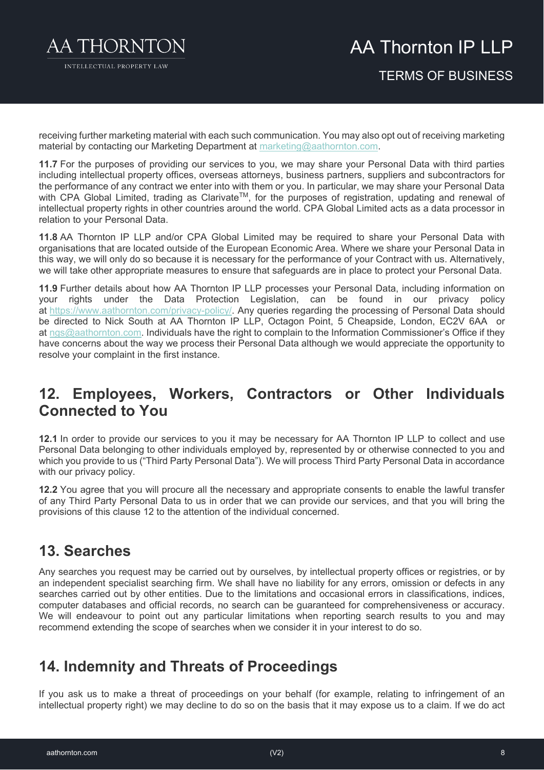receiving further marketing material with each such communication. You may also opt out of receiving marketing material by contacting our Marketing Department at marketing@aathornton.com.

**11.7** For the purposes of providing our services to you, we may share your Personal Data with third parties including intellectual property offices, overseas attorneys, business partners, suppliers and subcontractors for the performance of any contract we enter into with them or you. In particular, we may share your Personal Data with CPA Global Limited, trading as Clarivate™, for the purposes of registration, updating and renewal of intellectual property rights in other countries around the world. CPA Global Limited acts as a data processor in relation to your Personal Data.

**11.8** AA Thornton IP LLP and/or CPA Global Limited may be required to share your Personal Data with organisations that are located outside of the European Economic Area. Where we share your Personal Data in this way, we will only do so because it is necessary for the performance of your Contract with us. Alternatively, we will take other appropriate measures to ensure that safeguards are in place to protect your Personal Data.

**11.9** Further details about how AA Thornton IP LLP processes your Personal Data, including information on your rights under the Data Protection Legislation, can be found in our privacy policy at https://www.aathornton.com/privacy-policy/. Any queries regarding the processing of Personal Data should be directed to Nick South at AA Thornton IP LLP, Octagon Point, 5 Cheapside, London, EC2V 6AA or at ngs@aathornton.com. Individuals have the right to complain to the Information Commissioner's Office if they have concerns about the way we process their Personal Data although we would appreciate the opportunity to resolve your complaint in the first instance.

## 12. Employees, Workers, Contractors or Other Individuals Connected to You

**12.1** In order to provide our services to you it may be necessary for AA Thornton IP LLP to collect and use Personal Data belonging to other individuals employed by, represented by or otherwise connected to you and which you provide to us ("Third Party Personal Data"). We will process Third Party Personal Data in accordance with our privacy policy.

**12.2** You agree that you will procure all the necessary and appropriate consents to enable the lawful transfer of any Third Party Personal Data to us in order that we can provide our services, and that you will bring the provisions of this clause 12 to the attention of the individual concerned.

## 13. Searches

Any searches you request may be carried out by ourselves, by intellectual property offices or registries, or by an independent specialist searching firm. We shall have no liability for any errors, omission or defects in any searches carried out by other entities. Due to the limitations and occasional errors in classifications, indices, computer databases and official records, no search can be guaranteed for comprehensiveness or accuracy. We will endeavour to point out any particular limitations when reporting search results to you and may recommend extending the scope of searches when we consider it in your interest to do so.

## 14. Indemnity and Threats of Proceedings

If you ask us to make a threat of proceedings on your behalf (for example, relating to infringement of an intellectual property right) we may decline to do so on the basis that it may expose us to a claim. If we do act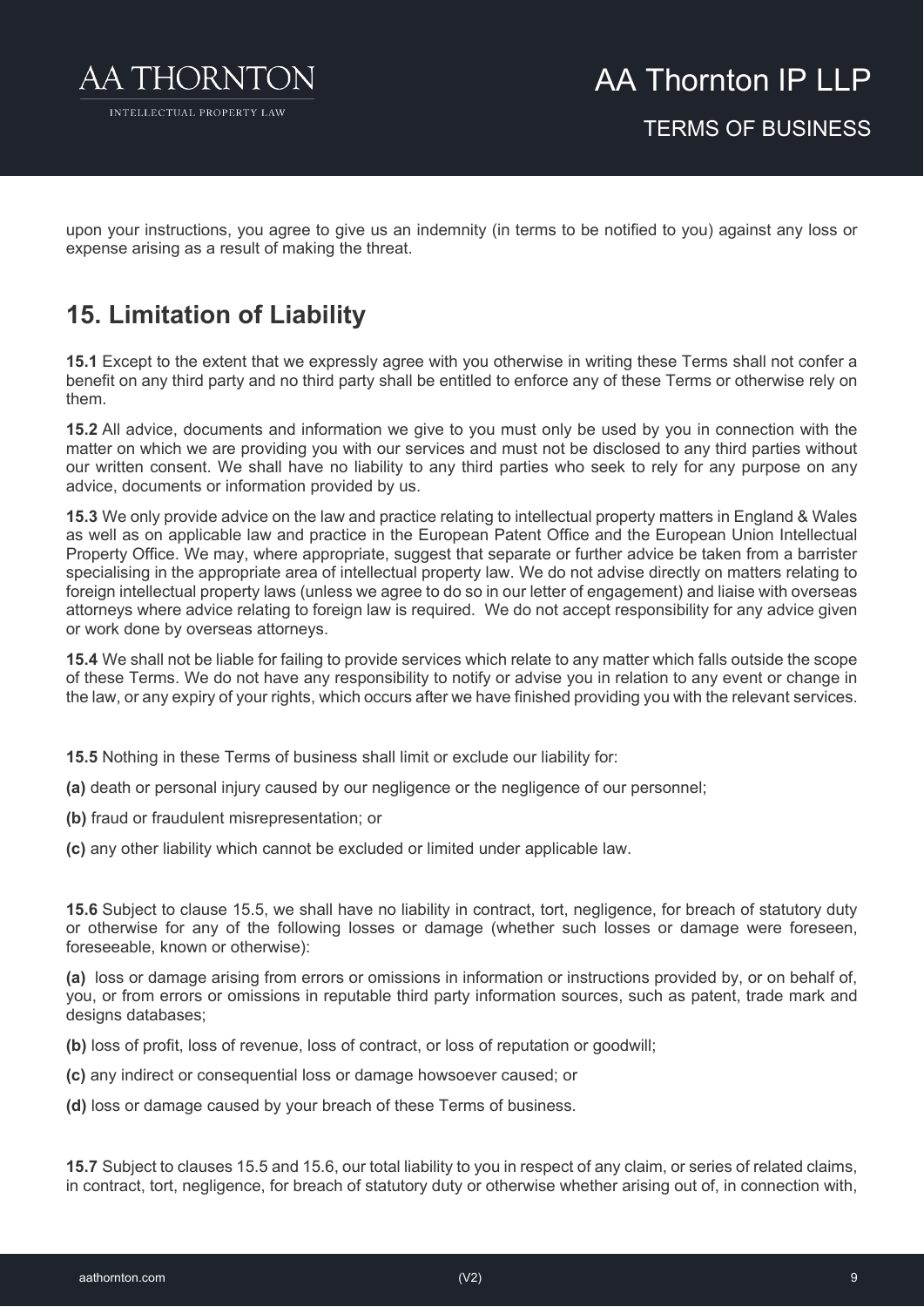upon your instructions, you agree to give us an indemnity (in terms to be notified to you) against any loss or expense arising as a result of making the threat.

## 15. Limitation of Liability

**15.1** Except to the extent that we expressly agree with you otherwise in writing these Terms shall not confer a benefit on any third party and no third party shall be entitled to enforce any of these Terms or otherwise rely on them.

**15.2** All advice, documents and information we give to you must only be used by you in connection with the matter on which we are providing you with our services and must not be disclosed to any third parties without our written consent. We shall have no liability to any third parties who seek to rely for any purpose on any advice, documents or information provided by us.

**15.3** We only provide advice on the law and practice relating to intellectual property matters in England & Wales as well as on applicable law and practice in the European Patent Office and the European Union Intellectual Property Office. We may, where appropriate, suggest that separate or further advice be taken from a barrister specialising in the appropriate area of intellectual property law. We do not advise directly on matters relating to foreign intellectual property laws (unless we agree to do so in our letter of engagement) and liaise with overseas attorneys where advice relating to foreign law is required. We do not accept responsibility for any advice given or work done by overseas attorneys.

**15.4** We shall not be liable for failing to provide services which relate to any matter which falls outside the scope of these Terms. We do not have any responsibility to notify or advise you in relation to any event or change in the law, or any expiry of your rights, which occurs after we have finished providing you with the relevant services.

**15.5** Nothing in these Terms of business shall limit or exclude our liability for:

**(a)** death or personal injury caused by our negligence or the negligence of our personnel;

**(b)** fraud or fraudulent misrepresentation; or

**(c)** any other liability which cannot be excluded or limited under applicable law.

**15.6** Subject to clause 15.5, we shall have no liability in contract, tort, negligence, for breach of statutory duty or otherwise for any of the following losses or damage (whether such losses or damage were foreseen, foreseeable, known or otherwise):

**(a)** loss or damage arising from errors or omissions in information or instructions provided by, or on behalf of, you, or from errors or omissions in reputable third party information sources, such as patent, trade mark and designs databases;

**(b)** loss of profit, loss of revenue, loss of contract, or loss of reputation or goodwill;

**(c)** any indirect or consequential loss or damage howsoever caused; or

**(d)** loss or damage caused by your breach of these Terms of business.

**15.7** Subject to clauses 15.5 and 15.6, our total liability to you in respect of any claim, or series of related claims, in contract, tort, negligence, for breach of statutory duty or otherwise whether arising out of, in connection with,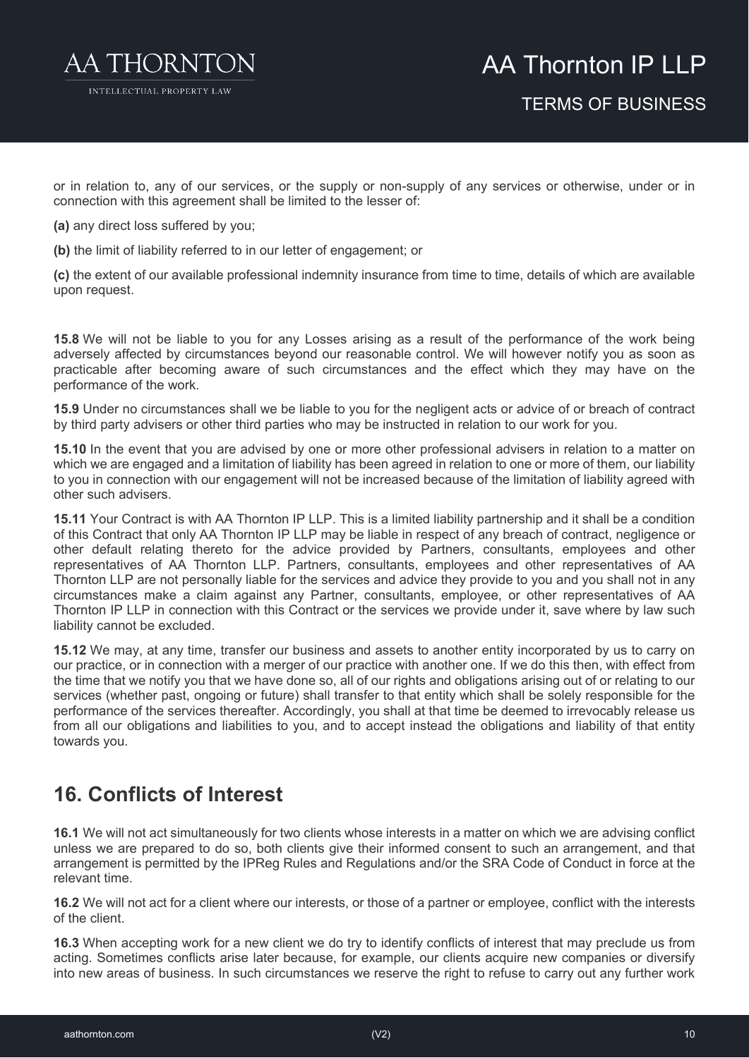or in relation to, any of our services, or the supply or non-supply of any services or otherwise, under or in connection with this agreement shall be limited to the lesser of:

**(a)** any direct loss suffered by you;

**(b)** the limit of liability referred to in our letter of engagement; or

**(c)** the extent of our available professional indemnity insurance from time to time, details of which are available upon request.

**15.8** We will not be liable to you for any Losses arising as a result of the performance of the work being adversely affected by circumstances beyond our reasonable control. We will however notify you as soon as practicable after becoming aware of such circumstances and the effect which they may have on the performance of the work.

**15.9** Under no circumstances shall we be liable to you for the negligent acts or advice of or breach of contract by third party advisers or other third parties who may be instructed in relation to our work for you.

**15.10** In the event that you are advised by one or more other professional advisers in relation to a matter on which we are engaged and a limitation of liability has been agreed in relation to one or more of them, our liability to you in connection with our engagement will not be increased because of the limitation of liability agreed with other such advisers.

**15.11** Your Contract is with AA Thornton IP LLP. This is a limited liability partnership and it shall be a condition of this Contract that only AA Thornton IP LLP may be liable in respect of any breach of contract, negligence or other default relating thereto for the advice provided by Partners, consultants, employees and other representatives of AA Thornton LLP. Partners, consultants, employees and other representatives of AA Thornton LLP are not personally liable for the services and advice they provide to you and you shall not in any circumstances make a claim against any Partner, consultants, employee, or other representatives of AA Thornton IP LLP in connection with this Contract or the services we provide under it, save where by law such liability cannot be excluded.

**15.12** We may, at any time, transfer our business and assets to another entity incorporated by us to carry on our practice, or in connection with a merger of our practice with another one. If we do this then, with effect from the time that we notify you that we have done so, all of our rights and obligations arising out of or relating to our services (whether past, ongoing or future) shall transfer to that entity which shall be solely responsible for the performance of the services thereafter. Accordingly, you shall at that time be deemed to irrevocably release us from all our obligations and liabilities to you, and to accept instead the obligations and liability of that entity towards you.

## 16. Conflicts of Interest

**16.1** We will not act simultaneously for two clients whose interests in a matter on which we are advising conflict unless we are prepared to do so, both clients give their informed consent to such an arrangement, and that arrangement is permitted by the IPReg Rules and Regulations and/or the SRA Code of Conduct in force at the relevant time.

**16.2** We will not act for a client where our interests, or those of a partner or employee, conflict with the interests of the client.

**16.3** When accepting work for a new client we do try to identify conflicts of interest that may preclude us from acting. Sometimes conflicts arise later because, for example, our clients acquire new companies or diversify into new areas of business. In such circumstances we reserve the right to refuse to carry out any further work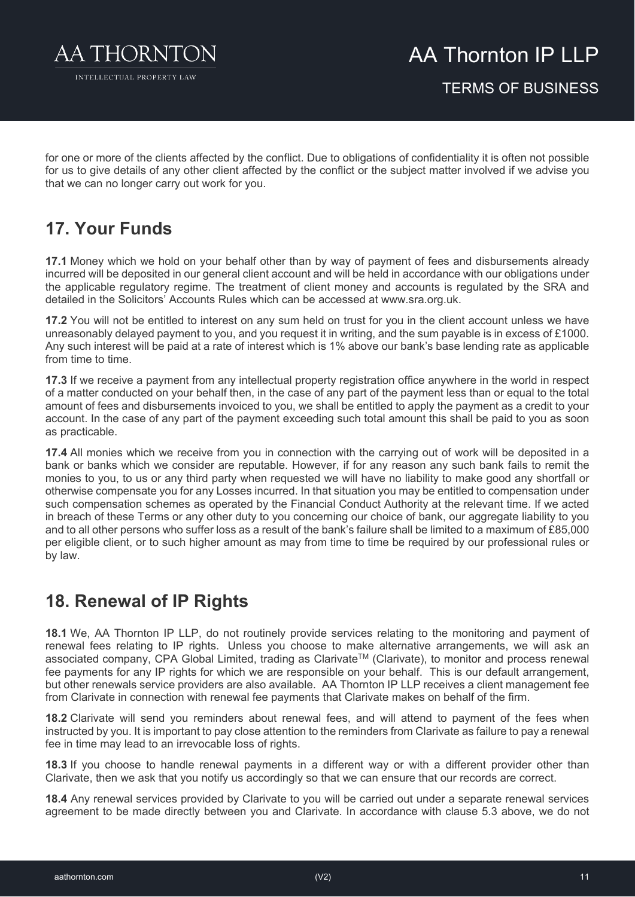for one or more of the clients affected by the conflict. Due to obligations of confidentiality it is often not possible for us to give details of any other client affected by the conflict or the subject matter involved if we advise you that we can no longer carry out work for you.

## 17. Your Funds

**17.1** Money which we hold on your behalf other than by way of payment of fees and disbursements already incurred will be deposited in our general client account and will be held in accordance with our obligations under the applicable regulatory regime. The treatment of client money and accounts is regulated by the SRA and detailed in the Solicitors' Accounts Rules which can be accessed at www.sra.org.uk.

**17.2** You will not be entitled to interest on any sum held on trust for you in the client account unless we have unreasonably delayed payment to you, and you request it in writing, and the sum payable is in excess of £1000. Any such interest will be paid at a rate of interest which is 1% above our bank's base lending rate as applicable from time to time.

**17.3** If we receive a payment from any intellectual property registration office anywhere in the world in respect of a matter conducted on your behalf then, in the case of any part of the payment less than or equal to the total amount of fees and disbursements invoiced to you, we shall be entitled to apply the payment as a credit to your account. In the case of any part of the payment exceeding such total amount this shall be paid to you as soon as practicable.

**17.4** All monies which we receive from you in connection with the carrying out of work will be deposited in a bank or banks which we consider are reputable. However, if for any reason any such bank fails to remit the monies to you, to us or any third party when requested we will have no liability to make good any shortfall or otherwise compensate you for any Losses incurred. In that situation you may be entitled to compensation under such compensation schemes as operated by the Financial Conduct Authority at the relevant time. If we acted in breach of these Terms or any other duty to you concerning our choice of bank, our aggregate liability to you and to all other persons who suffer loss as a result of the bank's failure shall be limited to a maximum of £85,000 per eligible client, or to such higher amount as may from time to time be required by our professional rules or by law.

## 18. Renewal of IP Rights

**18.1** We, AA Thornton IP LLP, do not routinely provide services relating to the monitoring and payment of renewal fees relating to IP rights. Unless you choose to make alternative arrangements, we will ask an associated company, CPA Global Limited, trading as Clarivate™ (Clarivate), to monitor and process renewal fee payments for any IP rights for which we are responsible on your behalf. This is our default arrangement, but other renewals service providers are also available. AA Thornton IP LLP receives a client management fee from Clarivate in connection with renewal fee payments that Clarivate makes on behalf of the firm.

**18.2** Clarivate will send you reminders about renewal fees, and will attend to payment of the fees when instructed by you. It is important to pay close attention to the reminders from Clarivate as failure to pay a renewal fee in time may lead to an irrevocable loss of rights.

**18.3** If you choose to handle renewal payments in a different way or with a different provider other than Clarivate, then we ask that you notify us accordingly so that we can ensure that our records are correct.

**18.4** Any renewal services provided by Clarivate to you will be carried out under a separate renewal services agreement to be made directly between you and Clarivate. In accordance with clause 5.3 above, we do not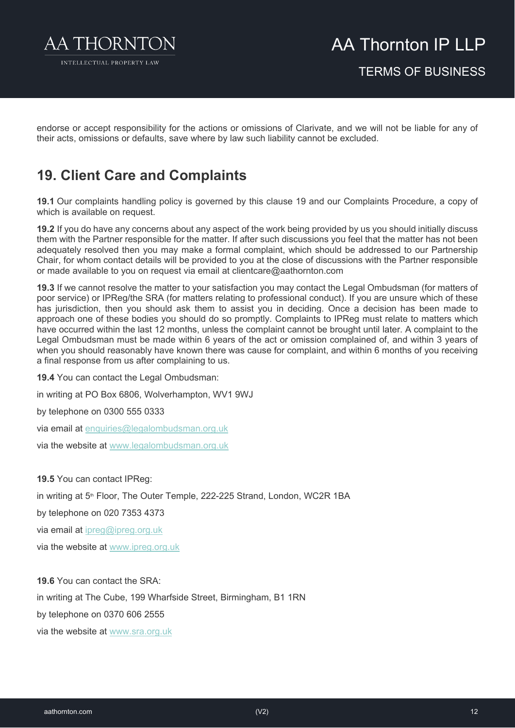endorse or accept responsibility for the actions or omissions of Clarivate, and we will not be liable for any of their acts, omissions or defaults, save where by law such liability cannot be excluded.

## 19. Client Care and Complaints

**19.1** Our complaints handling policy is governed by this clause 19 and our Complaints Procedure, a copy of which is available on request.

**19.2** If you do have any concerns about any aspect of the work being provided by us you should initially discuss them with the Partner responsible for the matter. If after such discussions you feel that the matter has not been adequately resolved then you may make a formal complaint, which should be addressed to our Partnership Chair, for whom contact details will be provided to you at the close of discussions with the Partner responsible or made available to you on request via email at clientcare@aathornton.com

**19.3** If we cannot resolve the matter to your satisfaction you may contact the Legal Ombudsman (for matters of poor service) or IPReg/the SRA (for matters relating to professional conduct). If you are unsure which of these has jurisdiction, then you should ask them to assist you in deciding. Once a decision has been made to approach one of these bodies you should do so promptly. Complaints to IPReg must relate to matters which have occurred within the last 12 months, unless the complaint cannot be brought until later. A complaint to the Legal Ombudsman must be made within 6 years of the act or omission complained of, and within 3 years of when you should reasonably have known there was cause for complaint, and within 6 months of you receiving a final response from us after complaining to us.

**19.4** You can contact the Legal Ombudsman:

in writing at PO Box 6806, Wolverhampton, WV1 9WJ

by telephone on 0300 555 0333

via email at enquiries@legalombudsman.org.uk

via the website at www.legalombudsman.org.uk

**19.5** You can contact IPReg:

in writing at 5th Floor, The Outer Temple, 222-225 Strand, London, WC2R 1BA

by telephone on 020 7353 4373

via email at ipreg@ipreg.org.uk

via the website at www.ipreg.org.uk

**19.6** You can contact the SRA:

in writing at The Cube, 199 Wharfside Street, Birmingham, B1 1RN

by telephone on 0370 606 2555

via the website at www.sra.org.uk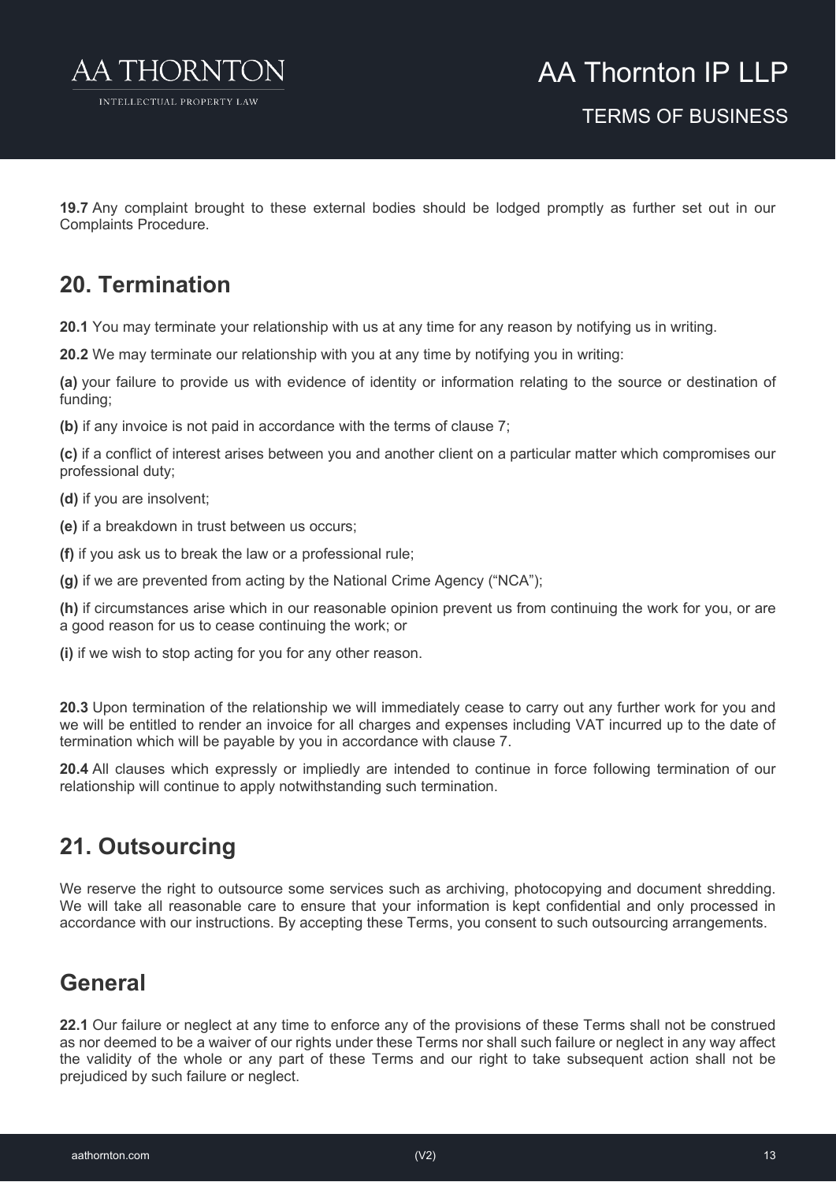**19.7** Any complaint brought to these external bodies should be lodged promptly as further set out in our Complaints Procedure.

## 20. Termination

**20.1** You may terminate your relationship with us at any time for any reason by notifying us in writing.

**20.2** We may terminate our relationship with you at any time by notifying you in writing:

**(a)** your failure to provide us with evidence of identity or information relating to the source or destination of funding;

**(b)** if any invoice is not paid in accordance with the terms of clause 7;

**(c)** if a conflict of interest arises between you and another client on a particular matter which compromises our professional duty;

**(d)** if you are insolvent;

**(e)** if a breakdown in trust between us occurs;

**(f)** if you ask us to break the law or a professional rule;

**(g)** if we are prevented from acting by the National Crime Agency ("NCA");

**(h)** if circumstances arise which in our reasonable opinion prevent us from continuing the work for you, or are a good reason for us to cease continuing the work; or

**(i)** if we wish to stop acting for you for any other reason.

**20.3** Upon termination of the relationship we will immediately cease to carry out any further work for you and we will be entitled to render an invoice for all charges and expenses including VAT incurred up to the date of termination which will be payable by you in accordance with clause 7.

**20.4** All clauses which expressly or impliedly are intended to continue in force following termination of our relationship will continue to apply notwithstanding such termination.

## 21. Outsourcing

We reserve the right to outsource some services such as archiving, photocopying and document shredding. We will take all reasonable care to ensure that your information is kept confidential and only processed in accordance with our instructions. By accepting these Terms, you consent to such outsourcing arrangements.

## General

**22.1** Our failure or neglect at any time to enforce any of the provisions of these Terms shall not be construed as nor deemed to be a waiver of our rights under these Terms nor shall such failure or neglect in any way affect the validity of the whole or any part of these Terms and our right to take subsequent action shall not be prejudiced by such failure or neglect.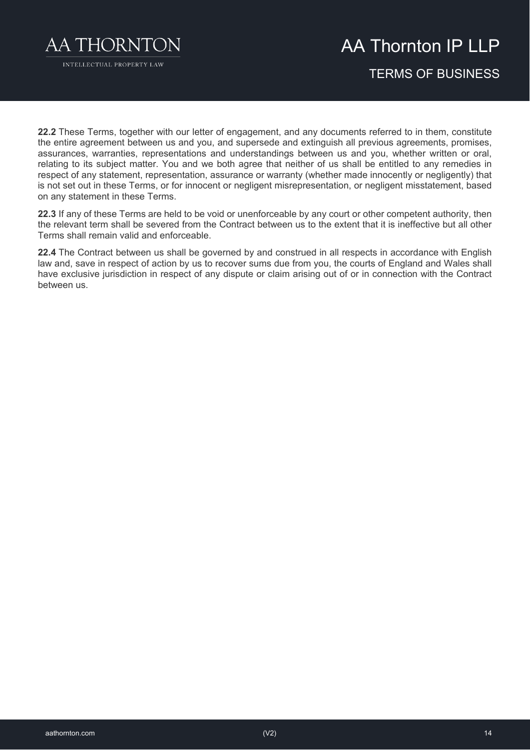**22.2** These Terms, together with our letter of engagement, and any documents referred to in them, constitute the entire agreement between us and you, and supersede and extinguish all previous agreements, promises, assurances, warranties, representations and understandings between us and you, whether written or oral, relating to its subject matter. You and we both agree that neither of us shall be entitled to any remedies in respect of any statement, representation, assurance or warranty (whether made innocently or negligently) that is not set out in these Terms, or for innocent or negligent misrepresentation, or negligent misstatement, based on any statement in these Terms.

**22.3** If any of these Terms are held to be void or unenforceable by any court or other competent authority, then the relevant term shall be severed from the Contract between us to the extent that it is ineffective but all other Terms shall remain valid and enforceable.

**22.4** The Contract between us shall be governed by and construed in all respects in accordance with English law and, save in respect of action by us to recover sums due from you, the courts of England and Wales shall have exclusive jurisdiction in respect of any dispute or claim arising out of or in connection with the Contract between us.